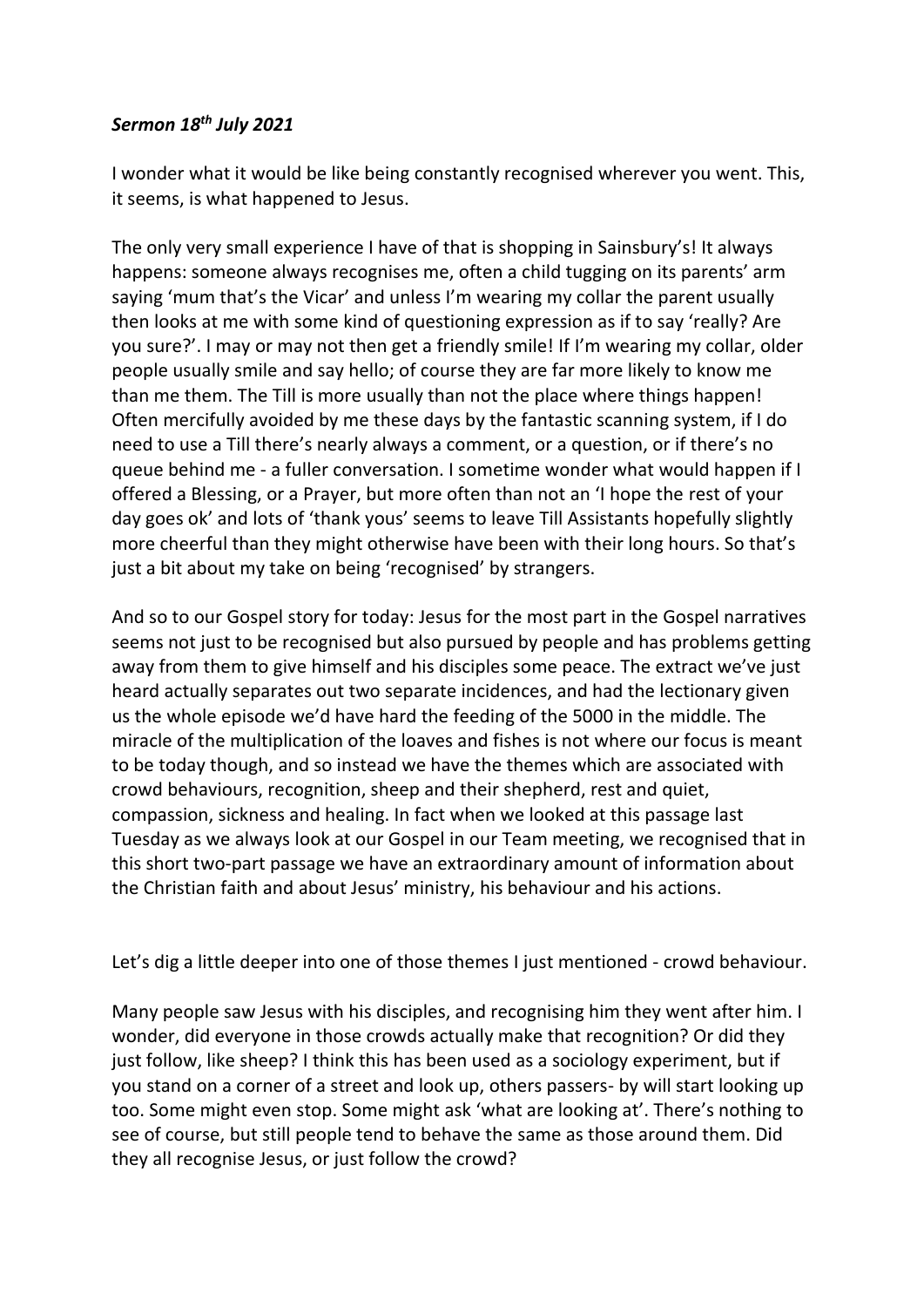***Sermon 18th July 2021***

I wonder what it would be like being constantly recognised wherever you went. This, it seems, is what happened to Jesus.

The only very small experience I have of that is shopping in Sainsbury's! It always happens: someone always recognises me, often a child tugging on its parents' arm saying 'mum that's the Vicar' and unless I'm wearing my collar the parent usually then looks at me with some kind of questioning expression as if to say 'really? Are you sure?'. I may or may not then get a friendly smile! If I'm wearing my collar, older people usually smile and say hello; of course they are far more likely to know me than me them. The Till is more usually than not the place where things happen! Often mercifully avoided by me these days by the fantastic scanning system, if I do need to use a Till there's nearly always a comment, or a question, or if there's no queue behind me - a fuller conversation. I sometime wonder what would happen if I offered a Blessing, or a Prayer, but more often than not an 'I hope the rest of your day goes ok' and lots of 'thank yous' seems to leave Till Assistants hopefully slightly more cheerful than they might otherwise have been with their long hours. So that's just a bit about my take on being 'recognised' by strangers.

And so to our Gospel story for today: Jesus for the most part in the Gospel narratives seems not just to be recognised but also pursued by people and has problems getting away from them to give himself and his disciples some peace. The extract we've just heard actually separates out two separate incidences, and had the lectionary given us the whole episode we'd have hard the feeding of the 5000 in the middle. The miracle of the multiplication of the loaves and fishes is not where our focus is meant to be today though, and so instead we have the themes which are associated with crowd behaviours, recognition, sheep and their shepherd, rest and quiet, compassion, sickness and healing. In fact when we looked at this passage last Tuesday as we always look at our Gospel in our Team meeting, we recognised that in this short two-part passage we have an extraordinary amount of information about the Christian faith and about Jesus' ministry, his behaviour and his actions.

Let's dig a little deeper into one of those themes I just mentioned - crowd behaviour.

Many people saw Jesus with his disciples, and recognising him they went after him. I wonder, did everyone in those crowds actually make that recognition? Or did they just follow, like sheep? I think this has been used as a sociology experiment, but if you stand on a corner of a street and look up, others passers- by will start looking up too. Some might even stop. Some might ask 'what are looking at'. There's nothing to see of course, but still people tend to behave the same as those around them. Did they all recognise Jesus, or just follow the crowd?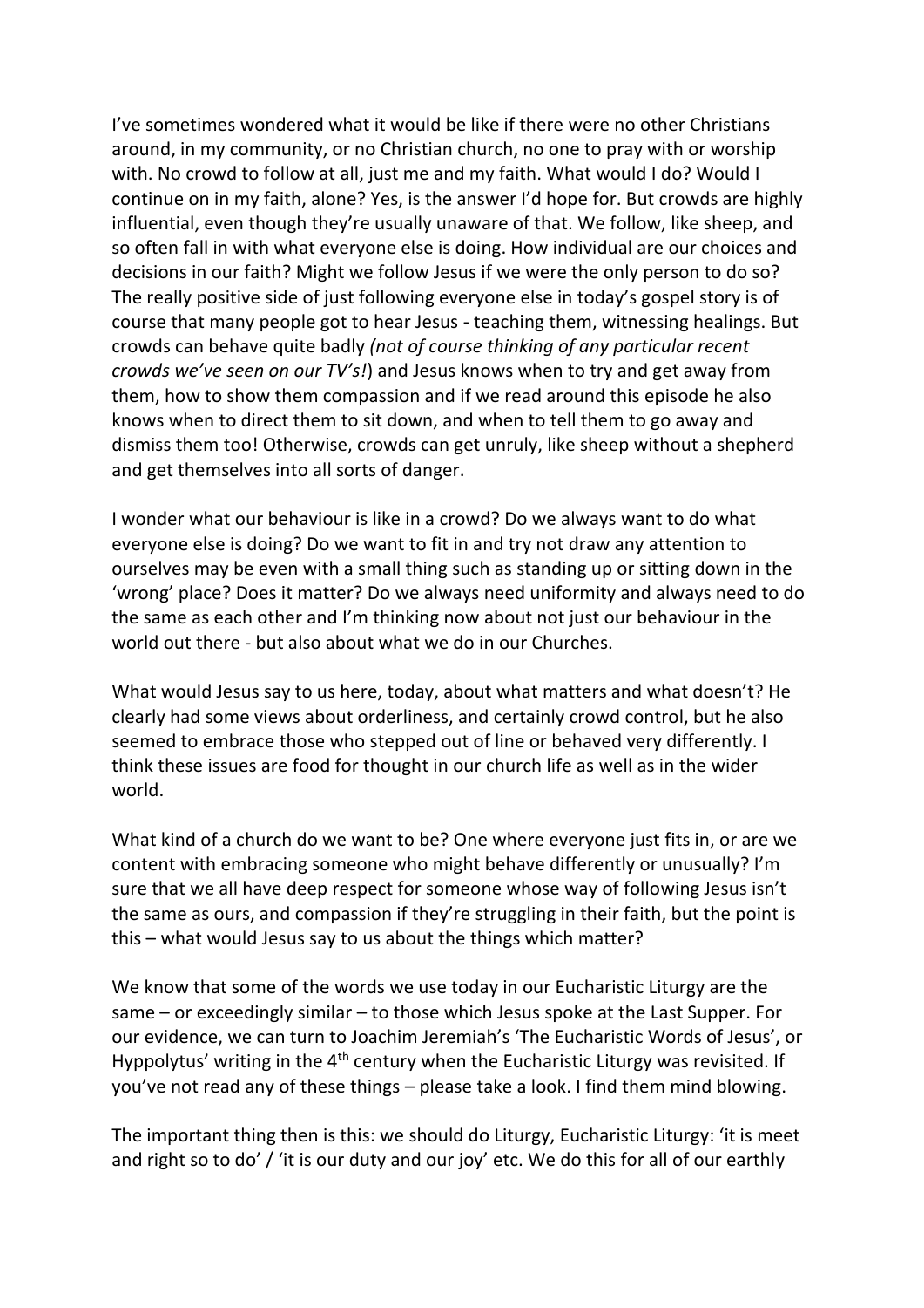I've sometimes wondered what it would be like if there were no other Christians around, in my community, or no Christian church, no one to pray with or worship with. No crowd to follow at all, just me and my faith. What would I do? Would I continue on in my faith, alone? Yes, is the answer I'd hope for. But crowds are highly influential, even though they're usually unaware of that. We follow, like sheep, and so often fall in with what everyone else is doing. How individual are our choices and decisions in our faith? Might we follow Jesus if we were the only person to do so? The really positive side of just following everyone else in today's gospel story is of course that many people got to hear Jesus - teaching them, witnessing healings. But crowds can behave quite badly *(not of course thinking of any particular recent crowds we've seen on our TV's!*) and Jesus knows when to try and get away from them, how to show them compassion and if we read around this episode he also knows when to direct them to sit down, and when to tell them to go away and dismiss them too! Otherwise, crowds can get unruly, like sheep without a shepherd and get themselves into all sorts of danger.

I wonder what our behaviour is like in a crowd? Do we always want to do what everyone else is doing? Do we want to fit in and try not draw any attention to ourselves may be even with a small thing such as standing up or sitting down in the 'wrong' place? Does it matter? Do we always need uniformity and always need to do the same as each other and I'm thinking now about not just our behaviour in the world out there - but also about what we do in our Churches.

What would Jesus say to us here, today, about what matters and what doesn't? He clearly had some views about orderliness, and certainly crowd control, but he also seemed to embrace those who stepped out of line or behaved very differently. I think these issues are food for thought in our church life as well as in the wider world.

What kind of a church do we want to be? One where everyone just fits in, or are we content with embracing someone who might behave differently or unusually? I'm sure that we all have deep respect for someone whose way of following Jesus isn't the same as ours, and compassion if they're struggling in their faith, but the point is this – what would Jesus say to us about the things which matter?

We know that some of the words we use today in our Eucharistic Liturgy are the same – or exceedingly similar – to those which Jesus spoke at the Last Supper. For our evidence, we can turn to Joachim Jeremiah's 'The Eucharistic Words of Jesus', or Hyppolytus' writing in the 4th century when the Eucharistic Liturgy was revisited. If you've not read any of these things – please take a look. I find them mind blowing.

The important thing then is this: we should do Liturgy, Eucharistic Liturgy: 'it is meet and right so to do' / 'it is our duty and our joy' etc. We do this for all of our earthly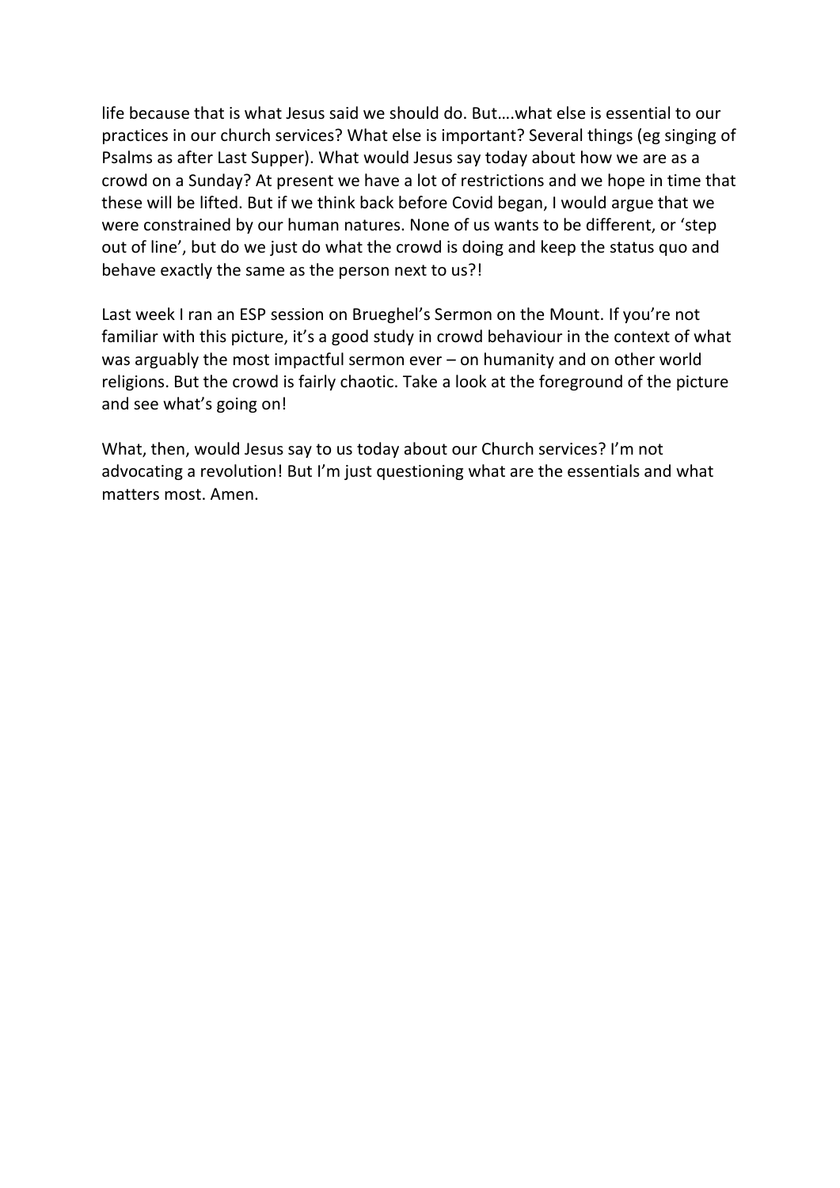life because that is what Jesus said we should do. But….what else is essential to our practices in our church services? What else is important? Several things (eg singing of Psalms as after Last Supper). What would Jesus say today about how we are as a crowd on a Sunday? At present we have a lot of restrictions and we hope in time that these will be lifted. But if we think back before Covid began, I would argue that we were constrained by our human natures. None of us wants to be different, or 'step out of line', but do we just do what the crowd is doing and keep the status quo and behave exactly the same as the person next to us?!

Last week I ran an ESP session on Brueghel's Sermon on the Mount. If you're not familiar with this picture, it's a good study in crowd behaviour in the context of what was arguably the most impactful sermon ever – on humanity and on other world religions. But the crowd is fairly chaotic. Take a look at the foreground of the picture and see what's going on!

What, then, would Jesus say to us today about our Church services? I'm not advocating a revolution! But I'm just questioning what are the essentials and what matters most. Amen.